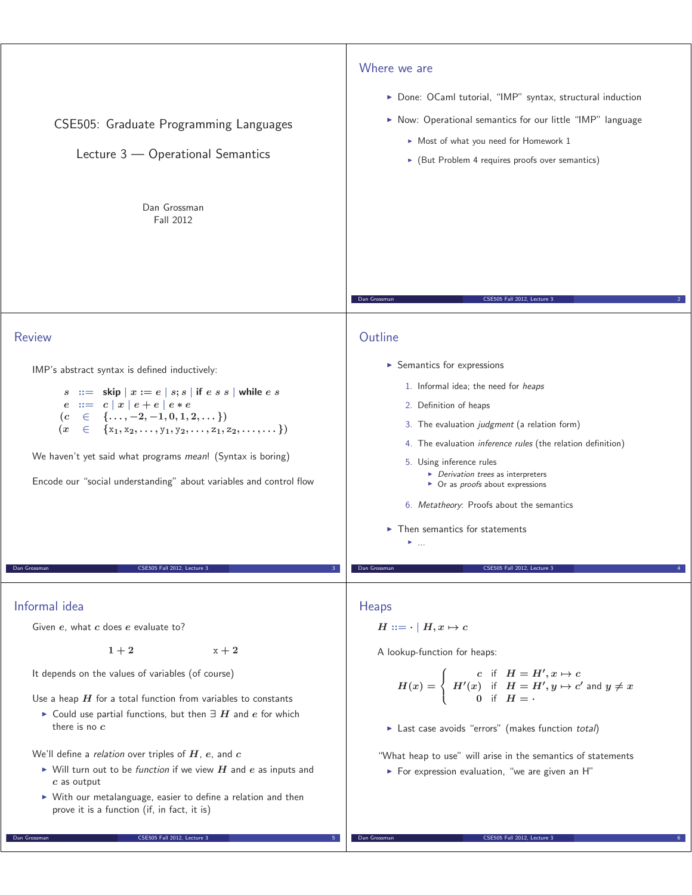# CSE505: Graduate Programming Languages

## Lecture 3 — Operational Semantics

Dan Grossman
Fall 2012

## Where we are

- Done: OCaml tutorial, "IMP" syntax, structural induction
- Now: Operational semantics for our little "IMP" language
  - Most of what you need for Homework 1
  - (But Problem 4 requires proofs over semantics)

## Review

IMP's abstract syntax is defined inductively:

$$
\begin{array}{lcl}
s & ::= & \textbf{skip} \mid x := e \mid s; s \mid \textbf{if}\ e\ s\ s \mid \textbf{while}\ e\ s \\
e & ::= & c \mid x \mid e + e \mid e * e \\
(c & \in & \{\ldots, -2, -1, 0, 1, 2, \ldots\}) \\
(x & \in & \{\mathtt{x}_1, \mathtt{x}_2, \ldots, \mathtt{y}_1, \mathtt{y}_2, \ldots, \mathtt{z}_1, \mathtt{z}_2, \ldots, \ldots\})
\end{array}
$$

We haven't yet said what programs *mean*! (Syntax is boring)

Encode our "social understanding" about variables and control flow

## Outline

- Semantics for expressions
  1. Informal idea; the need for *heaps*
  2. Definition of heaps
  3. The evaluation *judgment* (a relation form)
  4. The evaluation *inference rules* (the relation definition)
  5. Using inference rules
     - *Derivation trees* as interpreters
     - Or as *proofs* about expressions
  6. *Metatheory*: Proofs about the semantics
- Then semantics for statements
  - ...

## Informal idea

Given $e$, what $c$ does $e$ evaluate to?

$$1 + 2 \qquad\qquad \mathtt{x} + 2$$

It depends on the values of variables (of course)

Use a heap $H$ for a total function from variables to constants

- Could use partial functions, but then $\exists\ H$ and $e$ for which there is no $c$

We'll define a *relation* over triples of $H$, $e$, and $c$

- Will turn out to be *function* if we view $H$ and $e$ as inputs and $c$ as output
- With our metalanguage, easier to define a relation and then prove it is a function (if, in fact, it is)

## Heaps

$H ::= \cdot \mid H, x \mapsto c$

A lookup-function for heaps:

$$
H(x) = \begin{cases} c & \text{if } H = H', x \mapsto c \\ H'(x) & \text{if } H = H', y \mapsto c' \text{ and } y \neq x \\ 0 & \text{if } H = \cdot \end{cases}
$$

- Last case avoids "errors" (makes function *total*)

"What heap to use" will arise in the semantics of statements

- For expression evaluation, "we are given an H"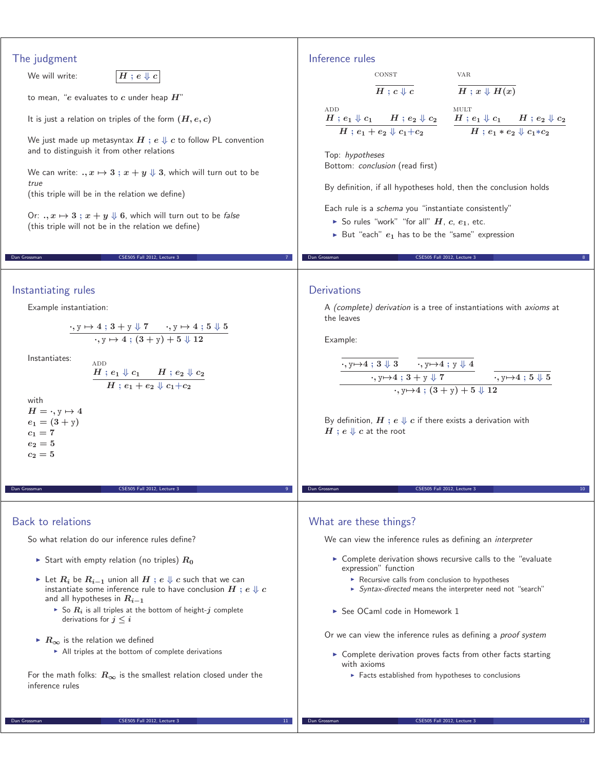## The judgment

We will write: $\boxed{H \,;\, e \Downarrow c}$

to mean, "$e$ evaluates to $c$ under heap $H$"

It is just a relation on triples of the form $(H, e, c)$

We just made up metasyntax $H \,;\, e \Downarrow c$ to follow PL convention and to distinguish it from other relations

We can write: $., x \mapsto 3 \,;\, x + y \Downarrow 3$, which will turn out to be *true*
(this triple will be in the relation we define)

Or: $., x \mapsto 3 \,;\, x + y \Downarrow 6$, which will turn out to be *false*
(this triple will not be in the relation we define)

## Inference rules

CONST
$$\frac{}{H \,;\, c \Downarrow c}$$

VAR
$$\frac{}{H \,;\, x \Downarrow H(x)}$$

ADD
$$\frac{H \,;\, e_1 \Downarrow c_1 \qquad H \,;\, e_2 \Downarrow c_2}{H \,;\, e_1 + e_2 \Downarrow c_1 + c_2}$$

MULT
$$\frac{H \,;\, e_1 \Downarrow c_1 \qquad H \,;\, e_2 \Downarrow c_2}{H \,;\, e_1 * e_2 \Downarrow c_1 * c_2}$$

Top: *hypotheses*
Bottom: *conclusion* (read first)

By definition, if all hypotheses hold, then the conclusion holds

Each rule is a *schema* you "instantiate consistently"

- So rules "work" "for all" $H$, $c$, $e_1$, etc.
- But "each" $e_1$ has to be the "same" expression

## Instantiating rules

Example instantiation:

$$\frac{\cdot, \mathrm{y} \mapsto 4 \,;\, 3 + \mathrm{y} \Downarrow 7 \qquad \cdot, \mathrm{y} \mapsto 4 \,;\, 5 \Downarrow 5}{\cdot, \mathrm{y} \mapsto 4 \,;\, (3 + \mathrm{y}) + 5 \Downarrow 12}$$

Instantiates:

ADD
$$\frac{H \,;\, e_1 \Downarrow c_1 \qquad H \,;\, e_2 \Downarrow c_2}{H \,;\, e_1 + e_2 \Downarrow c_1 + c_2}$$

with
$H = \cdot, \mathrm{y} \mapsto 4$
$e_1 = (3 + \mathrm{y})$
$c_1 = 7$
$e_2 = 5$
$c_2 = 5$

## Derivations

A *(complete) derivation* is a tree of instantiations with *axioms* at the leaves

Example:

$$\frac{\dfrac{\dfrac{}{\cdot, \mathrm{y} \mapsto 4 \,;\, 3 \Downarrow 3} \qquad \dfrac{}{\cdot, \mathrm{y} \mapsto 4 \,;\, \mathrm{y} \Downarrow 4}}{\cdot, \mathrm{y} \mapsto 4 \,;\, 3 + \mathrm{y} \Downarrow 7} \qquad \dfrac{}{\cdot, \mathrm{y} \mapsto 4 \,;\, 5 \Downarrow 5}}{\cdot, \mathrm{y} \mapsto 4 \,;\, (3 + \mathrm{y}) + 5 \Downarrow 12}$$

By definition, $H \,;\, e \Downarrow c$ if there exists a derivation with $H \,;\, e \Downarrow c$ at the root

## Back to relations

So what relation do our inference rules define?

- Start with empty relation (no triples) $R_0$
- Let $R_i$ be $R_{i-1}$ union all $H \,;\, e \Downarrow c$ such that we can instantiate some inference rule to have conclusion $H \,;\, e \Downarrow c$ and all hypotheses in $R_{i-1}$
  - So $R_i$ is all triples at the bottom of height-$j$ complete derivations for $j \leq i$
- $R_\infty$ is the relation we defined
  - All triples at the bottom of complete derivations

For the math folks: $R_\infty$ is the smallest relation closed under the inference rules

## What are these things?

We can view the inference rules as defining an *interpreter*

- Complete derivation shows recursive calls to the "evaluate expression" function
  - Recursive calls from conclusion to hypotheses
  - *Syntax-directed* means the interpreter need not "search"
- See OCaml code in Homework 1

Or we can view the inference rules as defining a *proof system*

- Complete derivation proves facts from other facts starting with axioms
  - Facts established from hypotheses to conclusions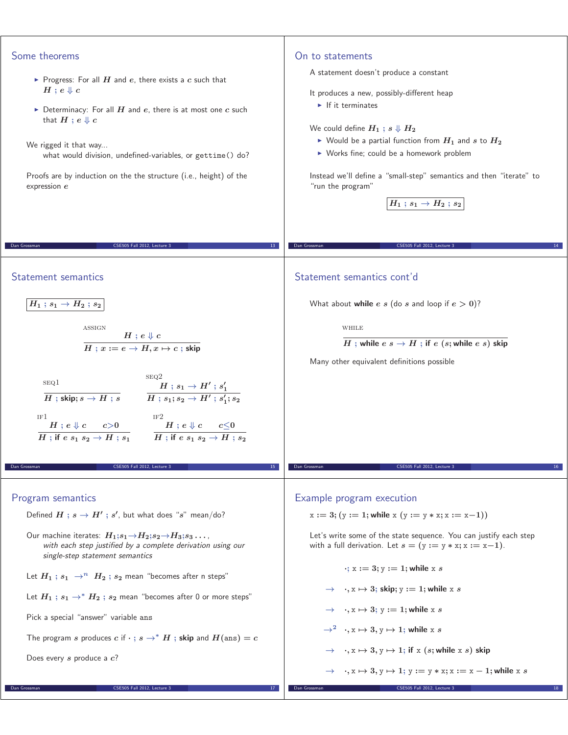## Some theorems

- Progress: For all $H$ and $e$, there exists a $c$ such that $H \; ; e \Downarrow c$
- Determinacy: For all $H$ and $e$, there is at most one $c$ such that $H \; ; e \Downarrow c$

We rigged it that way...
 what would division, undefined-variables, or `gettime()` do?

Proofs are by induction on the the structure (i.e., height) of the expression $e$

## On to statements

A statement doesn't produce a constant

It produces a new, possibly-different heap

- If it terminates

We could define $H_1 \; ; s \Downarrow H_2$

- Would be a partial function from $H_1$ and $s$ to $H_2$
- Works fine; could be a homework problem

Instead we'll define a "small-step" semantics and then "iterate" to "run the program"

$$\boxed{H_1 \; ; s_1 \rightarrow H_2 \; ; s_2}$$

## Statement semantics

$$\boxed{H_1 \; ; s_1 \rightarrow H_2 \; ; s_2}$$

$$\textsc{assign}\quad \frac{H \; ; e \Downarrow c}{H \; ; x := e \rightarrow H, x \mapsto c \; ; \textbf{skip}}$$

$$\textsc{seq1}\quad \frac{}{H \; ; \textbf{skip}; s \rightarrow H \; ; s} \qquad \textsc{seq2}\quad \frac{H \; ; s_1 \rightarrow H' \; ; s_1'}{H \; ; s_1; s_2 \rightarrow H' \; ; s_1'; s_2}$$

$$\textsc{if1}\quad \frac{H \; ; e \Downarrow c \qquad c > 0}{H \; ; \textbf{if } e \; s_1 \; s_2 \rightarrow H \; ; s_1} \qquad \textsc{if2}\quad \frac{H \; ; e \Downarrow c \qquad c \leq 0}{H \; ; \textbf{if } e \; s_1 \; s_2 \rightarrow H \; ; s_2}$$

## Statement semantics cont'd

What about **while** $e \; s$ (do $s$ and loop if $e > 0$)?

$$\textsc{while}\quad \frac{}{H \; ; \textbf{while } e \; s \rightarrow H \; ; \textbf{if } e \; (s; \textbf{while } e \; s) \; \textbf{skip}}$$

Many other equivalent definitions possible

## Program semantics

Defined $H \; ; s \rightarrow H' \; ; s'$, but what does "$s$" mean/do?

Our machine iterates: $H_1;s_1 \rightarrow H_2;s_2 \rightarrow H_3;s_3 \ldots$,
 *with each step justified by a complete derivation using our single-step statement semantics*

Let $H_1 \; ; s_1 \rightarrow^n H_2 \; ; s_2$ mean "becomes after n steps"

Let $H_1 \; ; s_1 \rightarrow^* H_2 \; ; s_2$ mean "becomes after 0 or more steps"

Pick a special "answer" variable ans

The program $s$ produces $c$ if $\cdot \; ; s \rightarrow^* H \; ; \textbf{skip}$ and $H(\text{ans}) = c$

Does every $s$ produce a $c$?

## Example program execution

$\text{x} := 3; (\text{y} := 1; \textbf{while } \text{x} \; (\text{y} := \text{y} * \text{x}; \text{x} := \text{x} - 1))$

Let's write some of the state sequence. You can justify each step with a full derivation. Let $s = (\text{y} := \text{y} * \text{x}; \text{x} := \text{x} - 1)$.

$$
\begin{aligned}
& \cdot; \text{x} := 3; \text{y} := 1; \textbf{while } \text{x} \; s \\
\rightarrow \; & \cdot, \text{x} \mapsto 3; \textbf{skip}; \text{y} := 1; \textbf{while } \text{x} \; s \\
\rightarrow \; & \cdot, \text{x} \mapsto 3; \; \text{y} := 1; \textbf{while } \text{x} \; s \\
\rightarrow^2 \; & \cdot, \text{x} \mapsto 3, \text{y} \mapsto 1; \; \textbf{while } \text{x} \; s \\
\rightarrow \; & \cdot, \text{x} \mapsto 3, \text{y} \mapsto 1; \; \textbf{if } \text{x} \; (s; \textbf{while } \text{x} \; s) \; \textbf{skip} \\
\rightarrow \; & \cdot, \text{x} \mapsto 3, \text{y} \mapsto 1; \; \text{y} := \text{y} * \text{x}; \text{x} := \text{x} - 1; \textbf{while } \text{x} \; s
\end{aligned}
$$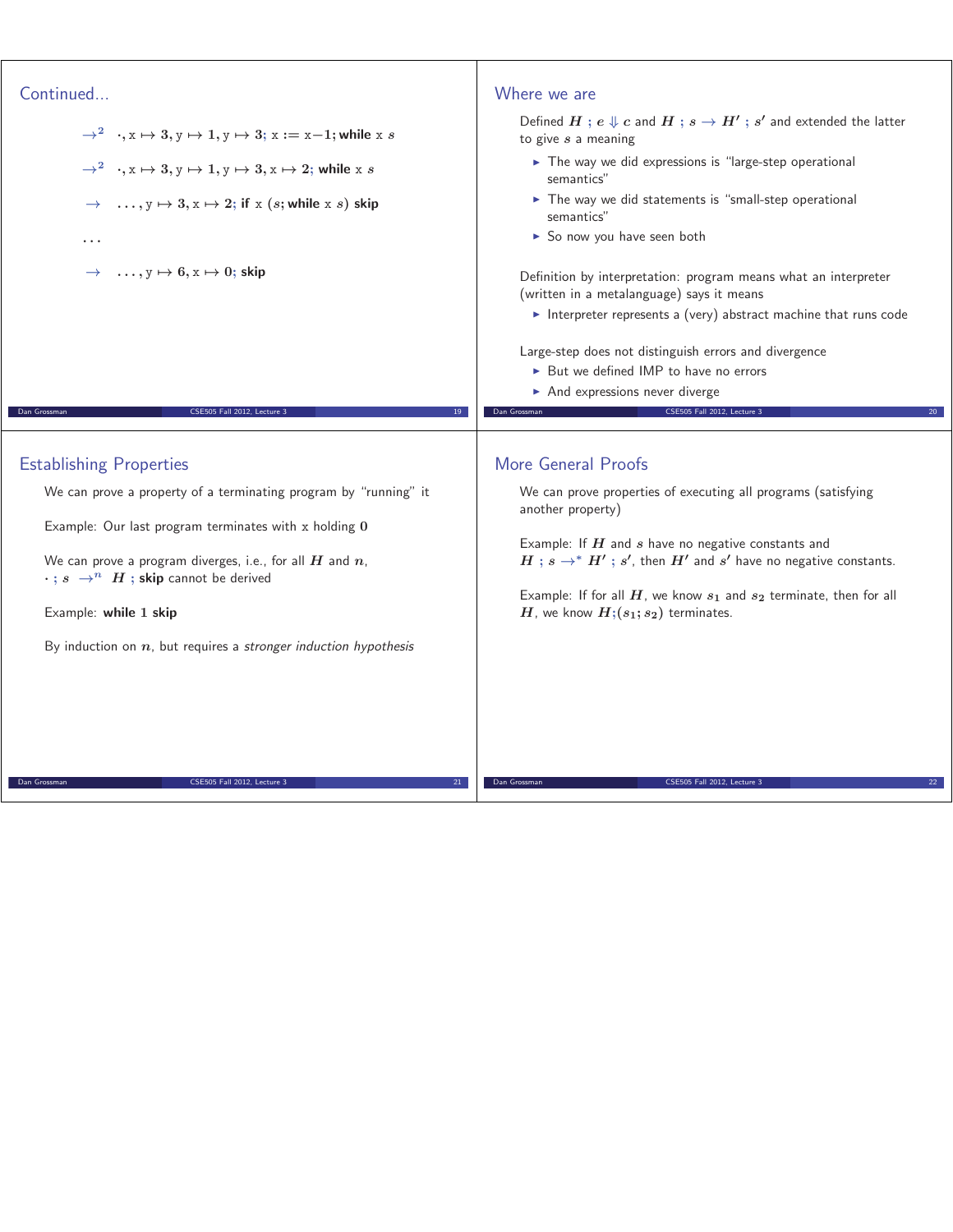## Continued...

$\rightarrow^2 \quad \cdot, \mathrm{x} \mapsto 3, \mathrm{y} \mapsto 1, \mathrm{y} \mapsto 3; \mathrm{x} := \mathrm{x}-1; \textbf{while } \mathrm{x} \; s$

$\rightarrow^2 \quad \cdot, \mathrm{x} \mapsto 3, \mathrm{y} \mapsto 1, \mathrm{y} \mapsto 3, \mathrm{x} \mapsto 2; \textbf{ while } \mathrm{x} \; s$

$\rightarrow \quad \ldots, \mathrm{y} \mapsto 3, \mathrm{x} \mapsto 2; \textbf{ if } \mathrm{x} \; (s; \textbf{while } \mathrm{x} \; s) \textbf{ skip}$

$\ldots$

$\rightarrow \quad \ldots, \mathrm{y} \mapsto 6, \mathrm{x} \mapsto 0; \textbf{ skip}$

## Where we are

Defined $H \; ; e \Downarrow c$ and $H \; ; s \rightarrow H' \; ; s'$ and extended the latter to give $s$ a meaning

- The way we did expressions is "large-step operational semantics"
- The way we did statements is "small-step operational semantics"
- So now you have seen both

Definition by interpretation: program means what an interpreter (written in a metalanguage) says it means

- Interpreter represents a (very) abstract machine that runs code

Large-step does not distinguish errors and divergence

- But we defined IMP to have no errors
- And expressions never diverge

## Establishing Properties

We can prove a property of a terminating program by "running" it

Example: Our last program terminates with x holding $0$

We can prove a program diverges, i.e., for all $H$ and $n$, $\cdot \; ; s \; \rightarrow^n \; H \; ; \textbf{skip}$ cannot be derived

Example: **while 1 skip**

By induction on $n$, but requires a *stronger induction hypothesis*

## More General Proofs

We can prove properties of executing all programs (satisfying another property)

Example: If $H$ and $s$ have no negative constants and $H \; ; s \rightarrow^* H' \; ; s'$, then $H'$ and $s'$ have no negative constants.

Example: If for all $H$, we know $s_1$ and $s_2$ terminate, then for all $H$, we know $H;(s_1; s_2)$ terminates.